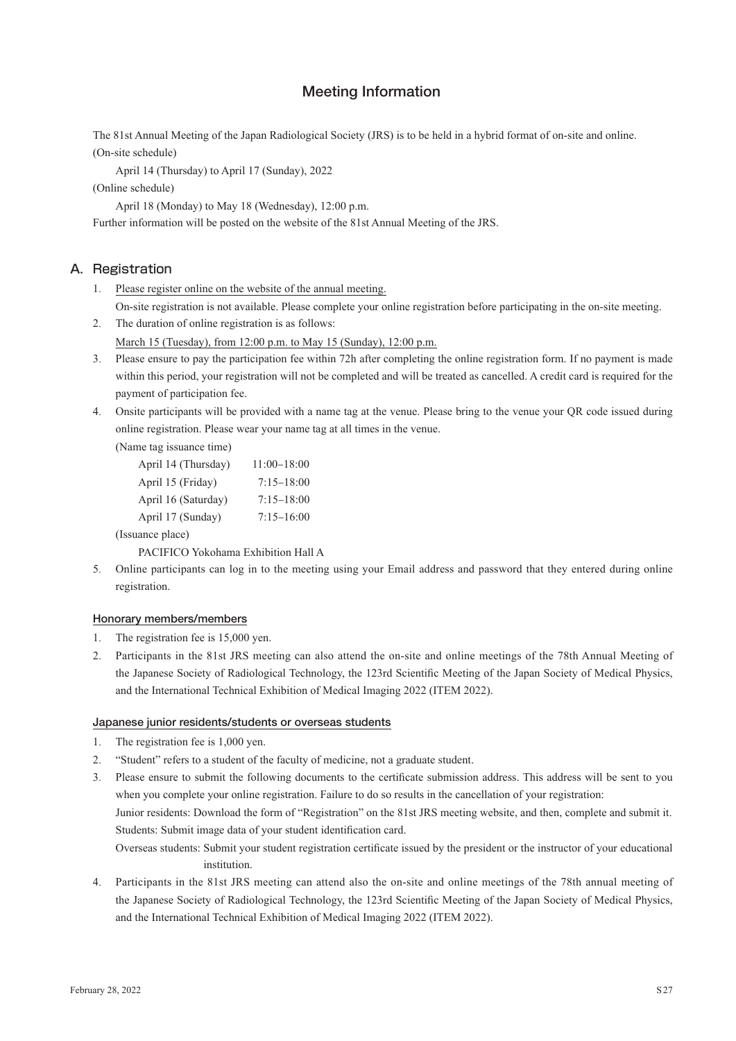# Meeting Information

The 81st Annual Meeting of the Japan Radiological Society (JRS) is to be held in a hybrid format of on-site and online.

(On-site schedule)

April 14 (Thursday) to April 17 (Sunday), 2022

(Online schedule)

April 18 (Monday) to May 18 (Wednesday), 12:00 p.m.

Further information will be posted on the website of the 81st Annual Meeting of the JRS.

## A. Registration

1. Please register online on the website of the annual meeting.
   On-site registration is not available. Please complete your online registration before participating in the on-site meeting.
2. The duration of online registration is as follows:
   March 15 (Tuesday), from 12:00 p.m. to May 15 (Sunday), 12:00 p.m.
3. Please ensure to pay the participation fee within 72h after completing the online registration form. If no payment is made within this period, your registration will not be completed and will be treated as cancelled. A credit card is required for the payment of participation fee.
4. Onsite participants will be provided with a name tag at the venue. Please bring to the venue your QR code issued during online registration. Please wear your name tag at all times in the venue.

   (Name tag issuance time)

   | | |
   |---|---|
   | April 14 (Thursday) | 11:00–18:00 |
   | April 15 (Friday) | 7:15–18:00 |
   | April 16 (Saturday) | 7:15–18:00 |
   | April 17 (Sunday) | 7:15–16:00 |

   (Issuance place)

   PACIFICO Yokohama Exhibition Hall A
5. Online participants can log in to the meeting using your Email address and password that they entered during online registration.

### Honorary members/members

1. The registration fee is 15,000 yen.
2. Participants in the 81st JRS meeting can also attend the on-site and online meetings of the 78th Annual Meeting of the Japanese Society of Radiological Technology, the 123rd Scientific Meeting of the Japan Society of Medical Physics, and the International Technical Exhibition of Medical Imaging 2022 (ITEM 2022).

### Japanese junior residents/students or overseas students

1. The registration fee is 1,000 yen.
2. “Student” refers to a student of the faculty of medicine, not a graduate student.
3. Please ensure to submit the following documents to the certificate submission address. This address will be sent to you when you complete your online registration. Failure to do so results in the cancellation of your registration:
   Junior residents: Download the form of “Registration” on the 81st JRS meeting website, and then, complete and submit it.
   Students: Submit image data of your student identification card.
   Overseas students: Submit your student registration certificate issued by the president or the instructor of your educational institution.
4. Participants in the 81st JRS meeting can attend also the on-site and online meetings of the 78th annual meeting of the Japanese Society of Radiological Technology, the 123rd Scientific Meeting of the Japan Society of Medical Physics, and the International Technical Exhibition of Medical Imaging 2022 (ITEM 2022).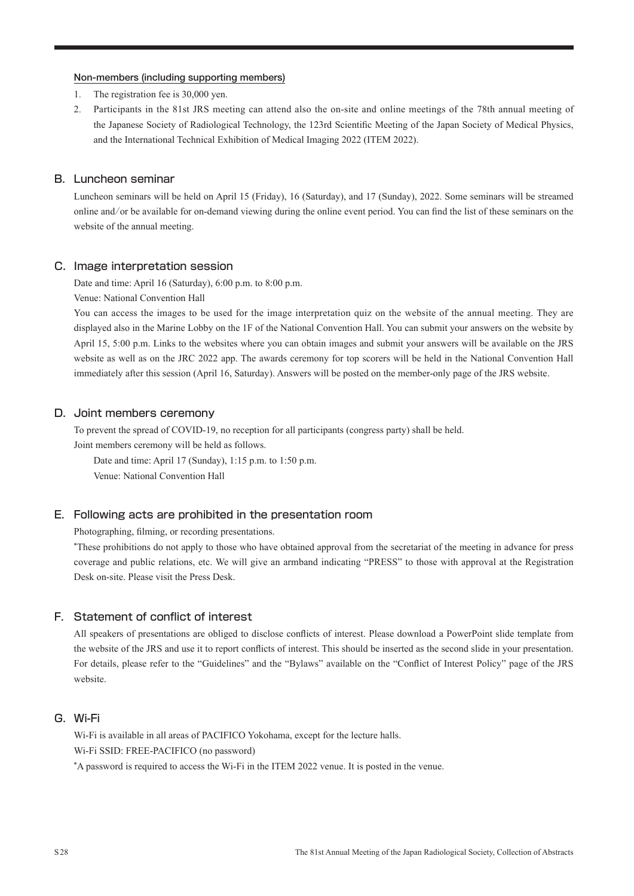**Non-members (including supporting members)**

1. The registration fee is 30,000 yen.
2. Participants in the 81st JRS meeting can attend also the on-site and online meetings of the 78th annual meeting of the Japanese Society of Radiological Technology, the 123rd Scientific Meeting of the Japan Society of Medical Physics, and the International Technical Exhibition of Medical Imaging 2022 (ITEM 2022).

## B. Luncheon seminar

Luncheon seminars will be held on April 15 (Friday), 16 (Saturday), and 17 (Sunday), 2022. Some seminars will be streamed online and/or be available for on-demand viewing during the online event period. You can find the list of these seminars on the website of the annual meeting.

## C. Image interpretation session

Date and time: April 16 (Saturday), 6:00 p.m. to 8:00 p.m.

Venue: National Convention Hall

You can access the images to be used for the image interpretation quiz on the website of the annual meeting. They are displayed also in the Marine Lobby on the 1F of the National Convention Hall. You can submit your answers on the website by April 15, 5:00 p.m. Links to the websites where you can obtain images and submit your answers will be available on the JRS website as well as on the JRC 2022 app. The awards ceremony for top scorers will be held in the National Convention Hall immediately after this session (April 16, Saturday). Answers will be posted on the member-only page of the JRS website.

## D. Joint members ceremony

To prevent the spread of COVID-19, no reception for all participants (congress party) shall be held.

Joint members ceremony will be held as follows.

Date and time: April 17 (Sunday), 1:15 p.m. to 1:50 p.m.

Venue: National Convention Hall

## E. Following acts are prohibited in the presentation room

Photographing, filming, or recording presentations.

*These prohibitions do not apply to those who have obtained approval from the secretariat of the meeting in advance for press coverage and public relations, etc. We will give an armband indicating "PRESS" to those with approval at the Registration Desk on-site. Please visit the Press Desk.

## F. Statement of conflict of interest

All speakers of presentations are obliged to disclose conflicts of interest. Please download a PowerPoint slide template from the website of the JRS and use it to report conflicts of interest. This should be inserted as the second slide in your presentation. For details, please refer to the "Guidelines" and the "Bylaws" available on the "Conflict of Interest Policy" page of the JRS website.

## G. Wi-Fi

Wi-Fi is available in all areas of PACIFICO Yokohama, except for the lecture halls.

Wi-Fi SSID: FREE-PACIFICO (no password)

*A password is required to access the Wi-Fi in the ITEM 2022 venue. It is posted in the venue.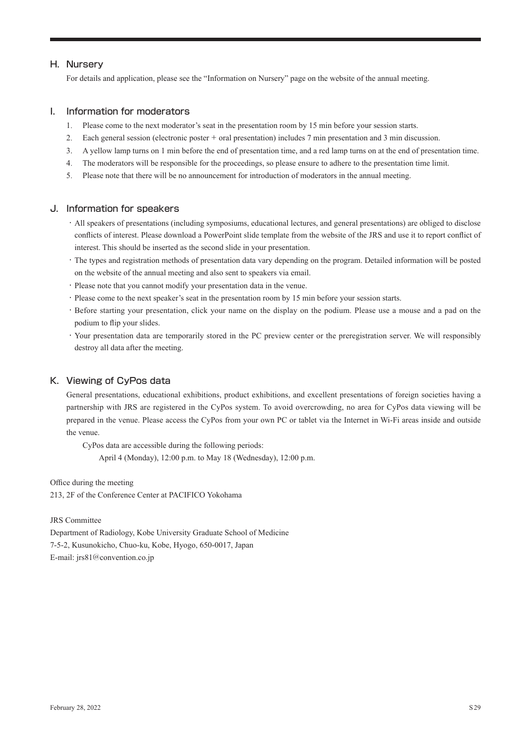## H. Nursery

For details and application, please see the "Information on Nursery" page on the website of the annual meeting.

## I. Information for moderators

1. Please come to the next moderator's seat in the presentation room by 15 min before your session starts.
2. Each general session (electronic poster + oral presentation) includes 7 min presentation and 3 min discussion.
3. A yellow lamp turns on 1 min before the end of presentation time, and a red lamp turns on at the end of presentation time.
4. The moderators will be responsible for the proceedings, so please ensure to adhere to the presentation time limit.
5. Please note that there will be no announcement for introduction of moderators in the annual meeting.

## J. Information for speakers

- All speakers of presentations (including symposiums, educational lectures, and general presentations) are obliged to disclose conflicts of interest. Please download a PowerPoint slide template from the website of the JRS and use it to report conflict of interest. This should be inserted as the second slide in your presentation.
- The types and registration methods of presentation data vary depending on the program. Detailed information will be posted on the website of the annual meeting and also sent to speakers via email.
- Please note that you cannot modify your presentation data in the venue.
- Please come to the next speaker's seat in the presentation room by 15 min before your session starts.
- Before starting your presentation, click your name on the display on the podium. Please use a mouse and a pad on the podium to flip your slides.
- Your presentation data are temporarily stored in the PC preview center or the preregistration server. We will responsibly destroy all data after the meeting.

## K. Viewing of CyPos data

General presentations, educational exhibitions, product exhibitions, and excellent presentations of foreign societies having a partnership with JRS are registered in the CyPos system. To avoid overcrowding, no area for CyPos data viewing will be prepared in the venue. Please access the CyPos from your own PC or tablet via the Internet in Wi-Fi areas inside and outside the venue.

CyPos data are accessible during the following periods:

April 4 (Monday), 12:00 p.m. to May 18 (Wednesday), 12:00 p.m.

Office during the meeting
213, 2F of the Conference Center at PACIFICO Yokohama

JRS Committee
Department of Radiology, Kobe University Graduate School of Medicine
7-5-2, Kusunokicho, Chuo-ku, Kobe, Hyogo, 650-0017, Japan
E-mail: jrs81@convention.co.jp